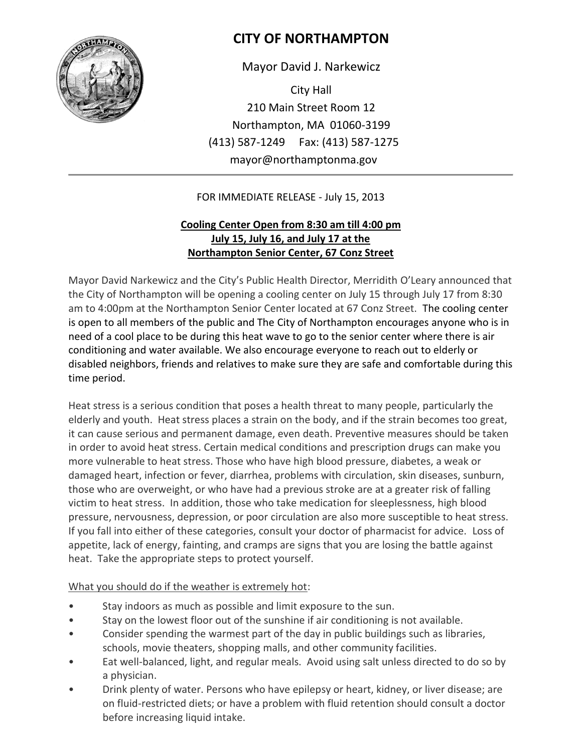# CITY OF NORTHAMPTON

Mayor David J. Narkewicz

City Hall
210 Main Street Room 12
Northampton, MA 01060-3199
(413) 587-1249 Fax: (413) 587-1275
mayor@northamptonma.gov

---

FOR IMMEDIATE RELEASE - July 15, 2013

**Cooling Center Open from 8:30 am till 4:00 pm**
**July 15, July 16, and July 17 at the**
**Northampton Senior Center, 67 Conz Street**

Mayor David Narkewicz and the City's Public Health Director, Merridith O'Leary announced that the City of Northampton will be opening a cooling center on July 15 through July 17 from 8:30 am to 4:00pm at the Northampton Senior Center located at 67 Conz Street. The cooling center is open to all members of the public and The City of Northampton encourages anyone who is in need of a cool place to be during this heat wave to go to the senior center where there is air conditioning and water available. We also encourage everyone to reach out to elderly or disabled neighbors, friends and relatives to make sure they are safe and comfortable during this time period.

Heat stress is a serious condition that poses a health threat to many people, particularly the elderly and youth. Heat stress places a strain on the body, and if the strain becomes too great, it can cause serious and permanent damage, even death. Preventive measures should be taken in order to avoid heat stress. Certain medical conditions and prescription drugs can make you more vulnerable to heat stress. Those who have high blood pressure, diabetes, a weak or damaged heart, infection or fever, diarrhea, problems with circulation, skin diseases, sunburn, those who are overweight, or who have had a previous stroke are at a greater risk of falling victim to heat stress. In addition, those who take medication for sleeplessness, high blood pressure, nervousness, depression, or poor circulation are also more susceptible to heat stress. If you fall into either of these categories, consult your doctor of pharmacist for advice. Loss of appetite, lack of energy, fainting, and cramps are signs that you are losing the battle against heat. Take the appropriate steps to protect yourself.

What you should do if the weather is extremely hot:

- Stay indoors as much as possible and limit exposure to the sun.
- Stay on the lowest floor out of the sunshine if air conditioning is not available.
- Consider spending the warmest part of the day in public buildings such as libraries, schools, movie theaters, shopping malls, and other community facilities.
- Eat well-balanced, light, and regular meals. Avoid using salt unless directed to do so by a physician.
- Drink plenty of water. Persons who have epilepsy or heart, kidney, or liver disease; are on fluid-restricted diets; or have a problem with fluid retention should consult a doctor before increasing liquid intake.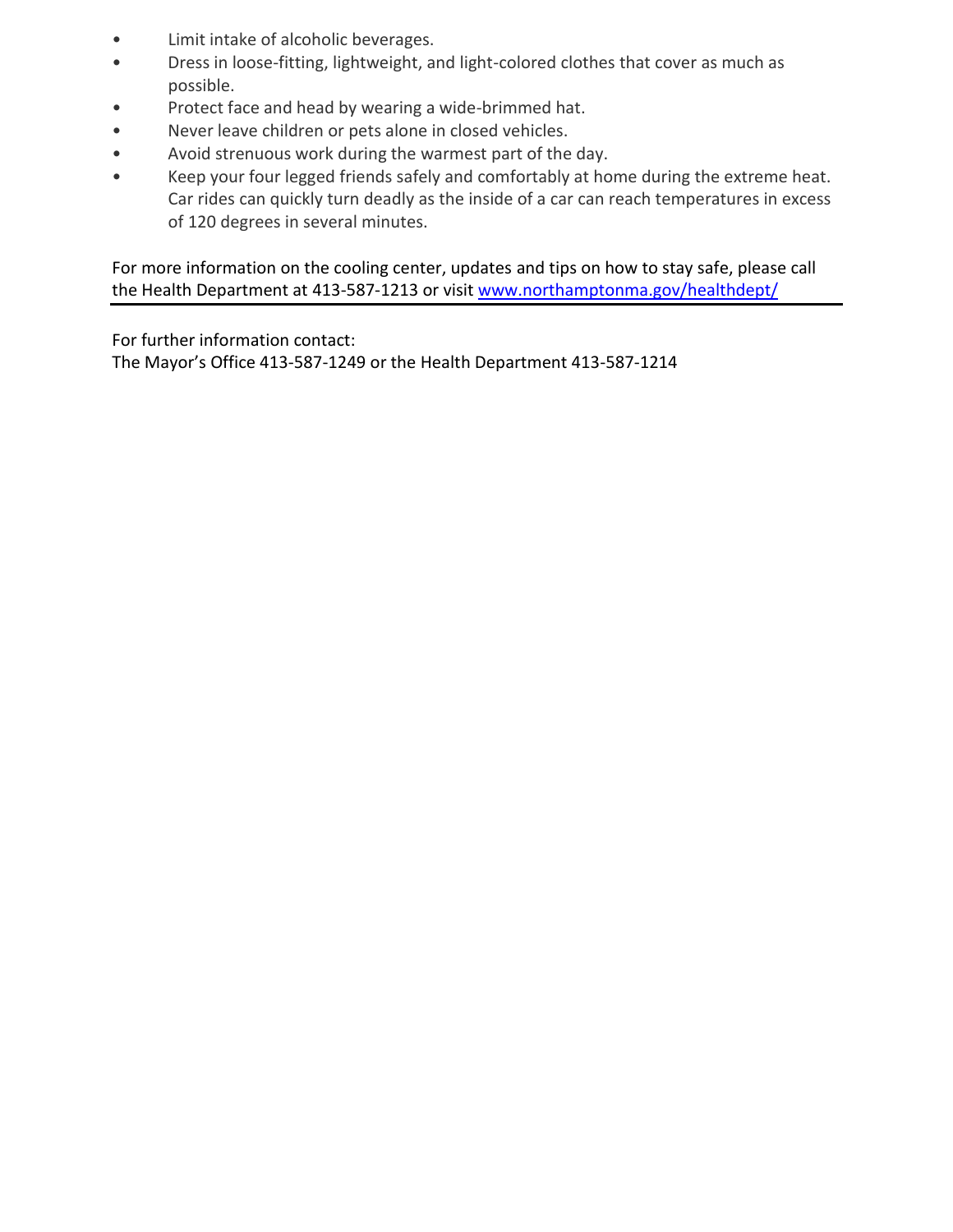- Limit intake of alcoholic beverages.
- Dress in loose-fitting, lightweight, and light-colored clothes that cover as much as possible.
- Protect face and head by wearing a wide-brimmed hat.
- Never leave children or pets alone in closed vehicles.
- Avoid strenuous work during the warmest part of the day.
- Keep your four legged friends safely and comfortably at home during the extreme heat. Car rides can quickly turn deadly as the inside of a car can reach temperatures in excess of 120 degrees in several minutes.

For more information on the cooling center, updates and tips on how to stay safe, please call the Health Department at 413-587-1213 or visit [www.northamptonma.gov/healthdept/](http://www.northamptonma.gov/healthdept/)

---

For further information contact:
The Mayor's Office 413-587-1249 or the Health Department 413-587-1214